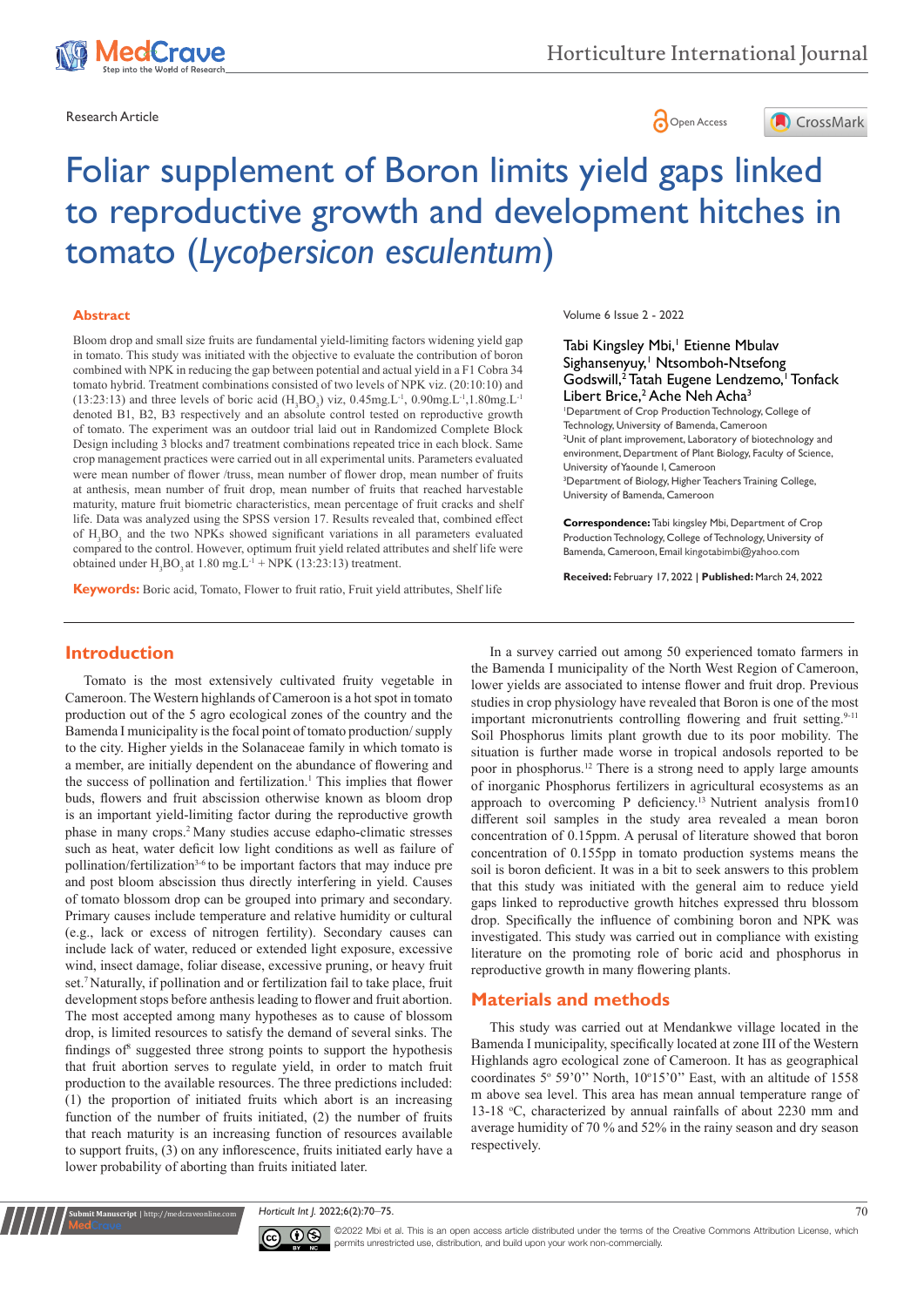Research Article

# Foliar supplement of Boron limits yield gaps linked to reproductive growth and development hitches in tomato (*Lycopersicon esculentum*)

## Abstract

Bloom drop and small size fruits are fundamental yield-limiting factors widening yield gap in tomato. This study was initiated with the objective to evaluate the contribution of boron combined with NPK in reducing the gap between potential and actual yield in a F1 Cobra 34 tomato hybrid. Treatment combinations consisted of two levels of NPK viz. (20:10:10) and (13:23:13) and three levels of boric acid ($H_3BO_3$) viz, 0.45mg.L$^{-1}$, 0.90mg.L$^{-1}$,1.80mg.L$^{-1}$ denoted B1, B2, B3 respectively and an absolute control tested on reproductive growth of tomato. The experiment was an outdoor trial laid out in Randomized Complete Block Design including 3 blocks and7 treatment combinations repeated trice in each block. Same crop management practices were carried out in all experimental units. Parameters evaluated were mean number of flower /truss, mean number of flower drop, mean number of fruits at anthesis, mean number of fruit drop, mean number of fruits that reached harvestable maturity, mature fruit biometric characteristics, mean percentage of fruit cracks and shelf life. Data was analyzed using the SPSS version 17. Results revealed that, combined effect of $H_3BO_3$ and the two NPKs showed significant variations in all parameters evaluated compared to the control. However, optimum fruit yield related attributes and shelf life were obtained under $H_3BO_3$ at 1.80 mg.L$^{-1}$ + NPK (13:23:13) treatment.

**Keywords:** Boric acid, Tomato, Flower to fruit ratio, Fruit yield attributes, Shelf life

Volume 6 Issue 2 - 2022

Tabi Kingsley Mbi,[1] Etienne Mbulav Sighansenyuy,[1] Ntsomboh-Ntsefong Godswill,[2] Tatah Eugene Lendzemo,[1] Tonfack Libert Brice,[2] Ache Neh Acha[3]

[1]Department of Crop Production Technology, College of Technology, University of Bamenda, Cameroon

[2]Unit of plant improvement, Laboratory of biotechnology and environment, Department of Plant Biology, Faculty of Science, University of Yaounde I, Cameroon

[3]Department of Biology, Higher Teachers Training College, University of Bamenda, Cameroon

**Correspondence:** Tabi kingsley Mbi, Department of Crop Production Technology, College of Technology, University of Bamenda, Cameroon, Email kingotabimbi@yahoo.com

**Received:** February 17, 2022 | **Published:** March 24, 2022

## Introduction

Tomato is the most extensively cultivated fruity vegetable in Cameroon. The Western highlands of Cameroon is a hot spot in tomato production out of the 5 agro ecological zones of the country and the Bamenda I municipality is the focal point of tomato production/ supply to the city. Higher yields in the Solanaceae family in which tomato is a member, are initially dependent on the abundance of flowering and the success of pollination and fertilization.[1] This implies that flower buds, flowers and fruit abscission otherwise known as bloom drop is an important yield-limiting factor during the reproductive growth phase in many crops.[2] Many studies accuse edapho-climatic stresses such as heat, water deficit low light conditions as well as failure of pollination/fertilization[3–6] to be important factors that may induce pre and post bloom abscission thus directly interfering in yield. Causes of tomato blossom drop can be grouped into primary and secondary. Primary causes include temperature and relative humidity or cultural (e.g., lack or excess of nitrogen fertility). Secondary causes can include lack of water, reduced or extended light exposure, excessive wind, insect damage, foliar disease, excessive pruning, or heavy fruit set.[7] Naturally, if pollination and or fertilization fail to take place, fruit development stops before anthesis leading to flower and fruit abortion. The most accepted among many hypotheses as to cause of blossom drop, is limited resources to satisfy the demand of several sinks. The findings of[8] suggested three strong points to support the hypothesis that fruit abortion serves to regulate yield, in order to match fruit production to the available resources. The three predictions included: (1) the proportion of initiated fruits which abort is an increasing function of the number of fruits initiated, (2) the number of fruits that reach maturity is an increasing function of resources available to support fruits, (3) on any inflorescence, fruits initiated early have a lower probability of aborting than fruits initiated later.

In a survey carried out among 50 experienced tomato farmers in the Bamenda I municipality of the North West Region of Cameroon, lower yields are associated to intense flower and fruit drop. Previous studies in crop physiology have revealed that Boron is one of the most important micronutrients controlling flowering and fruit setting.[9-11] Soil Phosphorus limits plant growth due to its poor mobility. The situation is further made worse in tropical andosols reported to be poor in phosphorus.[12] There is a strong need to apply large amounts of inorganic Phosphorus fertilizers in agricultural ecosystems as an approach to overcoming P deficiency.[13] Nutrient analysis from10 different soil samples in the study area revealed a mean boron concentration of 0.15ppm. A perusal of literature showed that boron concentration of 0.155pp in tomato production systems means the soil is boron deficient. It was in a bit to seek answers to this problem that this study was initiated with the general aim to reduce yield gaps linked to reproductive growth hitches expressed thru blossom drop. Specifically the influence of combining boron and NPK was investigated. This study was carried out in compliance with existing literature on the promoting role of boric acid and phosphorus in reproductive growth in many flowering plants.

## Materials and methods

This study was carried out at Mendankwe village located in the Bamenda I municipality, specifically located at zone III of the Western Highlands agro ecological zone of Cameroon. It has as geographical coordinates 5° 59'0'' North, 10°15'0'' East, with an altitude of 1558 m above sea level. This area has mean annual temperature range of 13-18 °C, characterized by annual rainfalls of about 2230 mm and average humidity of 70 % and 52% in the rainy season and dry season respectively.

©2022 Mbi et al. This is an open access article distributed under the terms of the Creative Commons Attribution License, which permits unrestricted use, distribution, and build upon your work non-commercially.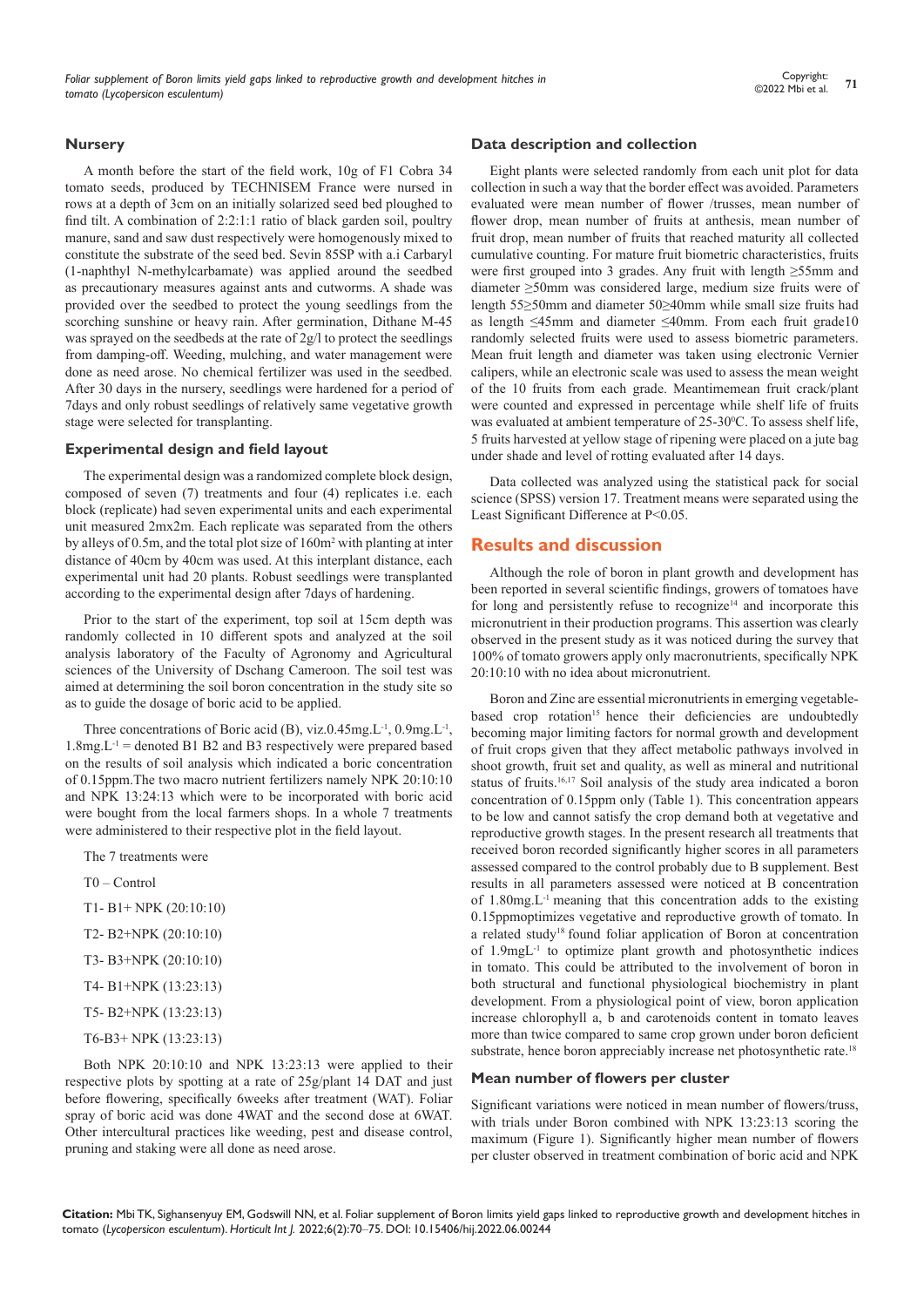### Nursery

A month before the start of the field work, 10g of F1 Cobra 34 tomato seeds, produced by TECHNISEM France were nursed in rows at a depth of 3cm on an initially solarized seed bed ploughed to find tilt. A combination of 2:2:1:1 ratio of black garden soil, poultry manure, sand and saw dust respectively were homogenously mixed to constitute the substrate of the seed bed. Sevin 85SP with a.i Carbaryl (1-naphthyl N-methylcarbamate) was applied around the seedbed as precautionary measures against ants and cutworms. A shade was provided over the seedbed to protect the young seedlings from the scorching sunshine or heavy rain. After germination, Dithane M-45 was sprayed on the seedbeds at the rate of 2g/l to protect the seedlings from damping-off. Weeding, mulching, and water management were done as need arose. No chemical fertilizer was used in the seedbed. After 30 days in the nursery, seedlings were hardened for a period of 7days and only robust seedlings of relatively same vegetative growth stage were selected for transplanting.

### Experimental design and field layout

The experimental design was a randomized complete block design, composed of seven (7) treatments and four (4) replicates i.e. each block (replicate) had seven experimental units and each experimental unit measured 2mx2m. Each replicate was separated from the others by alleys of 0.5m, and the total plot size of 160m$^2$ with planting at inter distance of 40cm by 40cm was used. At this interplant distance, each experimental unit had 20 plants. Robust seedlings were transplanted according to the experimental design after 7days of hardening.

Prior to the start of the experiment, top soil at 15cm depth was randomly collected in 10 different spots and analyzed at the soil analysis laboratory of the Faculty of Agronomy and Agricultural sciences of the University of Dschang Cameroon. The soil test was aimed at determining the soil boron concentration in the study site so as to guide the dosage of boric acid to be applied.

Three concentrations of Boric acid (B), viz.0.45mg.L$^{-1}$, 0.9mg.L$^{-1}$, 1.8mg.L$^{-1}$ = denoted B1 B2 and B3 respectively were prepared based on the results of soil analysis which indicated a boric concentration of 0.15ppm.The two macro nutrient fertilizers namely NPK 20:10:10 and NPK 13:24:13 which were to be incorporated with boric acid were bought from the local farmers shops. In a whole 7 treatments were administered to their respective plot in the field layout.

The 7 treatments were

T0 – Control

T1- B1+ NPK (20:10:10)

T2- B2+NPK (20:10:10)

T3- B3+NPK (20:10:10)

T4- B1+NPK (13:23:13)

T5- B2+NPK (13:23:13)

T6-B3+ NPK (13:23:13)

Both NPK 20:10:10 and NPK 13:23:13 were applied to their respective plots by spotting at a rate of 25g/plant 14 DAT and just before flowering, specifically 6weeks after treatment (WAT). Foliar spray of boric acid was done 4WAT and the second dose at 6WAT. Other intercultural practices like weeding, pest and disease control, pruning and staking were all done as need arose.

### Data description and collection

Eight plants were selected randomly from each unit plot for data collection in such a way that the border effect was avoided. Parameters evaluated were mean number of flower /trusses, mean number of flower drop, mean number of fruits at anthesis, mean number of fruit drop, mean number of fruits that reached maturity all collected cumulative counting. For mature fruit biometric characteristics, fruits were first grouped into 3 grades. Any fruit with length ≥55mm and diameter ≥50mm was considered large, medium size fruits were of length 55≥50mm and diameter 50≥40mm while small size fruits had as length ≤45mm and diameter ≤40mm. From each fruit grade10 randomly selected fruits were used to assess biometric parameters. Mean fruit length and diameter was taken using electronic Vernier calipers, while an electronic scale was used to assess the mean weight of the 10 fruits from each grade. Meantimemean fruit crack/plant were counted and expressed in percentage while shelf life of fruits was evaluated at ambient temperature of 25-30$^0$C. To assess shelf life, 5 fruits harvested at yellow stage of ripening were placed on a jute bag under shade and level of rotting evaluated after 14 days.

Data collected was analyzed using the statistical pack for social science (SPSS) version 17. Treatment means were separated using the Least Significant Difference at P<0.05.

## Results and discussion

Although the role of boron in plant growth and development has been reported in several scientific findings, growers of tomatoes have for long and persistently refuse to recognize[14] and incorporate this micronutrient in their production programs. This assertion was clearly observed in the present study as it was noticed during the survey that 100% of tomato growers apply only macronutrients, specifically NPK 20:10:10 with no idea about micronutrient.

Boron and Zinc are essential micronutrients in emerging vegetable-based crop rotation[15] hence their deficiencies are undoubtedly becoming major limiting factors for normal growth and development of fruit crops given that they affect metabolic pathways involved in shoot growth, fruit set and quality, as well as mineral and nutritional status of fruits.[16,17] Soil analysis of the study area indicated a boron concentration of 0.15ppm only (Table 1). This concentration appears to be low and cannot satisfy the crop demand both at vegetative and reproductive growth stages. In the present research all treatments that received boron recorded significantly higher scores in all parameters assessed compared to the control probably due to B supplement. Best results in all parameters assessed were noticed at B concentration of 1.80mg.L$^{-1}$ meaning that this concentration adds to the existing 0.15ppmoptimizes vegetative and reproductive growth of tomato. In a related study[18] found foliar application of Boron at concentration of 1.9mgL$^{-1}$ to optimize plant growth and photosynthetic indices in tomato. This could be attributed to the involvement of boron in both structural and functional physiological biochemistry in plant development. From a physiological point of view, boron application increase chlorophyll a, b and carotenoids content in tomato leaves more than twice compared to same crop grown under boron deficient substrate, hence boron appreciably increase net photosynthetic rate.[18]

### Mean number of flowers per cluster

Significant variations were noticed in mean number of flowers/truss, with trials under Boron combined with NPK 13:23:13 scoring the maximum (Figure 1). Significantly higher mean number of flowers per cluster observed in treatment combination of boric acid and NPK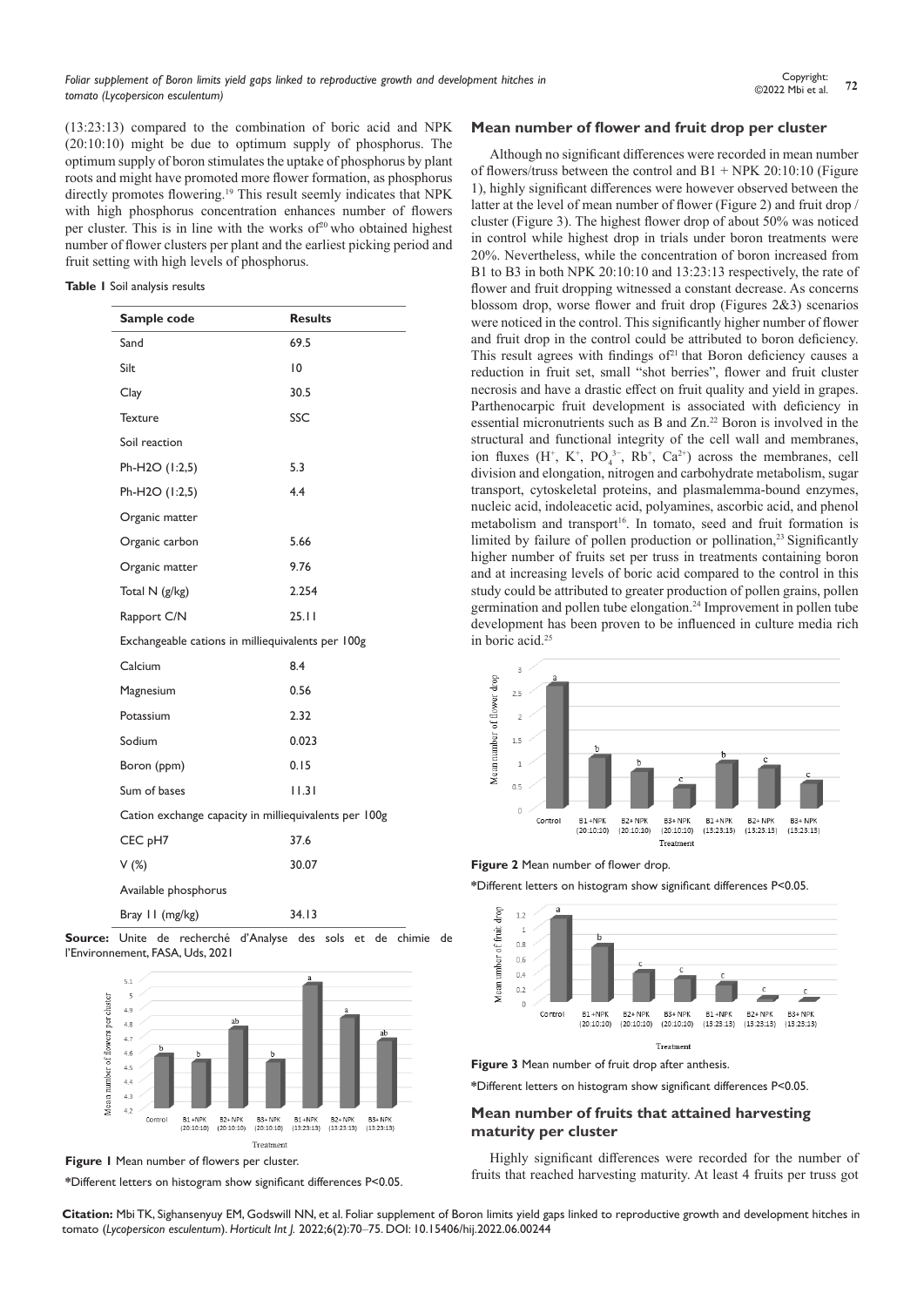(13:23:13) compared to the combination of boric acid and NPK (20:10:10) might be due to optimum supply of phosphorus. The optimum supply of boron stimulates the uptake of phosphorus by plant roots and might have promoted more flower formation, as phosphorus directly promotes flowering.[19] This result seemly indicates that NPK with high phosphorus concentration enhances number of flowers per cluster. This is in line with the works of[20] who obtained highest number of flower clusters per plant and the earliest picking period and fruit setting with high levels of phosphorus.

**Table 1** Soil analysis results

| Sample code | Results |
|---|---|
| Sand | 69.5 |
| Silt | 10 |
| Clay | 30.5 |
| Texture | SSC |
| Soil reaction | |
| Ph-H2O (1:2,5) | 5.3 |
| Ph-H2O (1:2,5) | 4.4 |
| Organic matter | |
| Organic carbon | 5.66 |
| Organic matter | 9.76 |
| Total N (g/kg) | 2.254 |
| Rapport C/N | 25.11 |
| Exchangeable cations in milliequivalents per 100g | |
| Calcium | 8.4 |
| Magnesium | 0.56 |
| Potassium | 2.32 |
| Sodium | 0.023 |
| Boron (ppm) | 0.15 |
| Sum of bases | 11.31 |
| Cation exchange capacity in milliequivalents per 100g | |
| CEC pH7 | 37.6 |
| V (%) | 30.07 |
| Available phosphorus | |
| Bray 11 (mg/kg) | 34.13 |

**Source:** Unite de recherché d'Analyse des sols et de chimie de l'Environnement, FASA, Uds, 2021

**Figure 1** Mean number of flowers per cluster.

*Different letters on histogram show significant differences P<0.05.

## Mean number of flower and fruit drop per cluster

Although no significant differences were recorded in mean number of flowers/truss between the control and B1 + NPK 20:10:10 (Figure 1), highly significant differences were however observed between the latter at the level of mean number of flower (Figure 2) and fruit drop / cluster (Figure 3). The highest flower drop of about 50% was noticed in control while highest drop in trials under boron treatments were 20%. Nevertheless, while the concentration of boron increased from B1 to B3 in both NPK 20:10:10 and 13:23:13 respectively, the rate of flower and fruit dropping witnessed a constant decrease. As concerns blossom drop, worse flower and fruit drop (Figures 2&3) scenarios were noticed in the control. This significantly higher number of flower and fruit drop in the control could be attributed to boron deficiency. This result agrees with findings of[21] that Boron deficiency causes a reduction in fruit set, small "shot berries", flower and fruit cluster necrosis and have a drastic effect on fruit quality and yield in grapes. Parthenocarpic fruit development is associated with deficiency in essential micronutrients such as B and Zn.[22] Boron is involved in the structural and functional integrity of the cell wall and membranes, ion fluxes ($H^+$, $K^+$, $PO_4^{3-}$, $Rb^+$, $Ca^{2+}$) across the membranes, cell division and elongation, nitrogen and carbohydrate metabolism, sugar transport, cytoskeletal proteins, and plasmalemma-bound enzymes, nucleic acid, indoleacetic acid, polyamines, ascorbic acid, and phenol metabolism and transport[16]. In tomato, seed and fruit formation is limited by failure of pollen production or pollination,[23] Significantly higher number of fruits set per truss in treatments containing boron and at increasing levels of boric acid compared to the control in this study could be attributed to greater production of pollen grains, pollen germination and pollen tube elongation.[24] Improvement in pollen tube development has been proven to be influenced in culture media rich in boric acid.[25]

**Figure 2** Mean number of flower drop.

*Different letters on histogram show significant differences P<0.05.

**Figure 3** Mean number of fruit drop after anthesis.

*Different letters on histogram show significant differences P<0.05.

## Mean number of fruits that attained harvesting maturity per cluster

Highly significant differences were recorded for the number of fruits that reached harvesting maturity. At least 4 fruits per truss got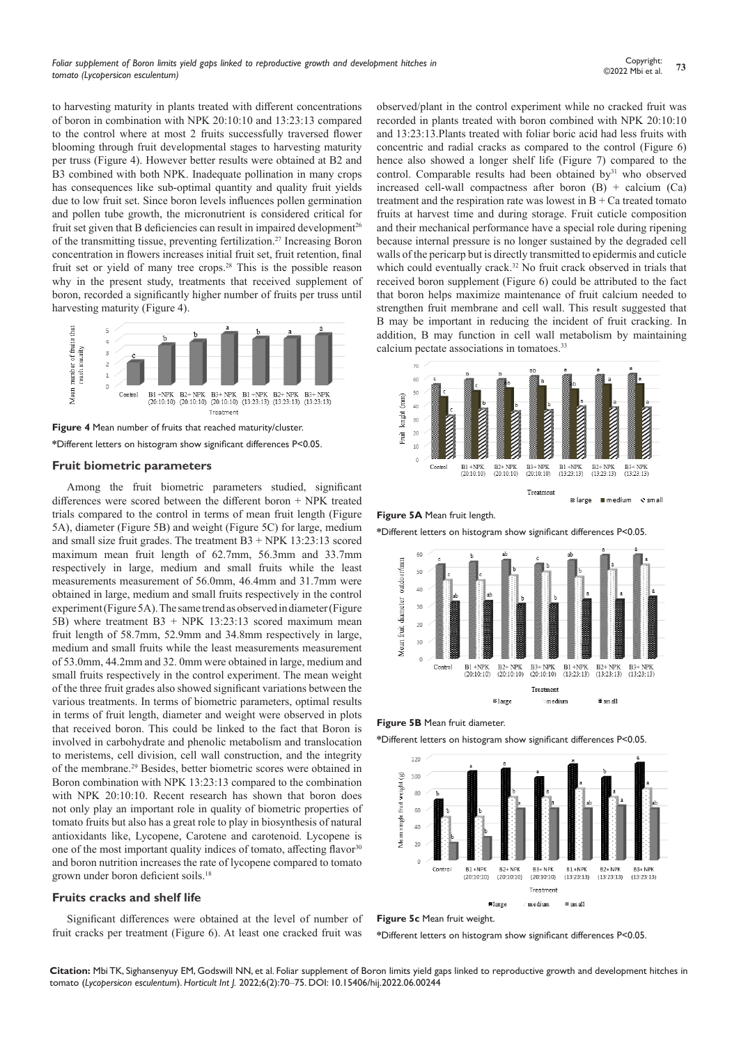to harvesting maturity in plants treated with different concentrations of boron in combination with NPK 20:10:10 and 13:23:13 compared to the control where at most 2 fruits successfully traversed flower blooming through fruit developmental stages to harvesting maturity per truss (Figure 4). However better results were obtained at B2 and B3 combined with both NPK. Inadequate pollination in many crops has consequences like sub-optimal quantity and quality fruit yields due to low fruit set. Since boron levels influences pollen germination and pollen tube growth, the micronutrient is considered critical for fruit set given that B deficiencies can result in impaired development[26] of the transmitting tissue, preventing fertilization.[27] Increasing Boron concentration in flowers increases initial fruit set, fruit retention, final fruit set or yield of many tree crops.[28] This is the possible reason why in the present study, treatments that received supplement of boron, recorded a significantly higher number of fruits per truss until harvesting maturity (Figure 4).

**Figure 4** Mean number of fruits that reached maturity/cluster.

*Different letters on histogram show significant differences P<0.05.

### Fruit biometric parameters

Among the fruit biometric parameters studied, significant differences were scored between the different boron + NPK treated trials compared to the control in terms of mean fruit length (Figure 5A), diameter (Figure 5B) and weight (Figure 5C) for large, medium and small size fruit grades. The treatment B3 + NPK 13:23:13 scored maximum mean fruit length of 62.7mm, 56.3mm and 33.7mm respectively in large, medium and small fruits while the least measurements measurement of 56.0mm, 46.4mm and 31.7mm were obtained in large, medium and small fruits respectively in the control experiment (Figure 5A). The same trend as observed in diameter (Figure 5B) where treatment B3 + NPK 13:23:13 scored maximum mean fruit length of 58.7mm, 52.9mm and 34.8mm respectively in large, medium and small fruits while the least measurements measurement of 53.0mm, 44.2mm and 32. 0mm were obtained in large, medium and small fruits respectively in the control experiment. The mean weight of the three fruit grades also showed significant variations between the various treatments. In terms of biometric parameters, optimal results in terms of fruit length, diameter and weight were observed in plots that received boron. This could be linked to the fact that Boron is involved in carbohydrate and phenolic metabolism and translocation to meristems, cell division, cell wall construction, and the integrity of the membrane.[29] Besides, better biometric scores were obtained in Boron combination with NPK 13:23:13 compared to the combination with NPK 20:10:10. Recent research has shown that boron does not only play an important role in quality of biometric properties of tomato fruits but also has a great role to play in biosynthesis of natural antioxidants like, Lycopene, Carotene and carotenoid. Lycopene is one of the most important quality indices of tomato, affecting flavor[30] and boron nutrition increases the rate of lycopene compared to tomato grown under boron deficient soils.[18]

### Fruits cracks and shelf life

Significant differences were obtained at the level of number of fruit cracks per treatment (Figure 6). At least one cracked fruit was observed/plant in the control experiment while no cracked fruit was recorded in plants treated with boron combined with NPK 20:10:10 and 13:23:13.Plants treated with foliar boric acid had less fruits with concentric and radial cracks as compared to the control (Figure 6) hence also showed a longer shelf life (Figure 7) compared to the control. Comparable results had been obtained by[31] who observed increased cell-wall compactness after boron (B) + calcium (Ca) treatment and the respiration rate was lowest in B + Ca treated tomato fruits at harvest time and during storage. Fruit cuticle composition and their mechanical performance have a special role during ripening because internal pressure is no longer sustained by the degraded cell walls of the pericarp but is directly transmitted to epidermis and cuticle which could eventually crack.[32] No fruit crack observed in trials that received boron supplement (Figure 6) could be attributed to the fact that boron helps maximize maintenance of fruit calcium needed to strengthen fruit membrane and cell wall. This result suggested that B may be important in reducing the incident of fruit cracking. In addition, B may function in cell wall metabolism by maintaining calcium pectate associations in tomatoes.[33]

**Figure 5A** Mean fruit length.

*Different letters on histogram show significant differences P<0.05.

**Figure 5B** Mean fruit diameter.

*Different letters on histogram show significant differences P<0.05.

**Figure 5c** Mean fruit weight.

*Different letters on histogram show significant differences P<0.05.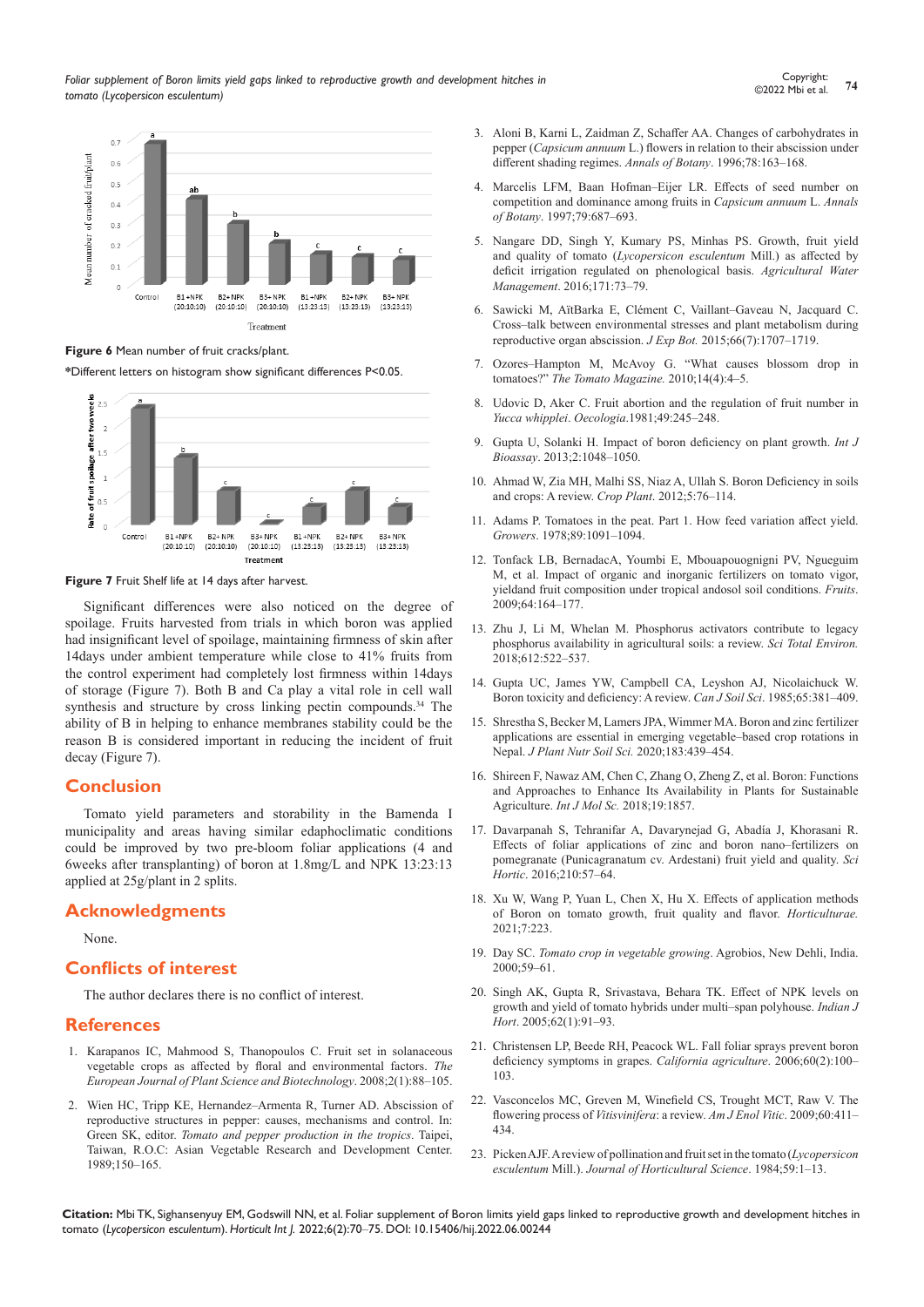Figure 6 Mean number of fruit cracks/plant.

*Different letters on histogram show significant differences P<0.05.

Figure 7 Fruit Shelf life at 14 days after harvest.

Significant differences were also noticed on the degree of spoilage. Fruits harvested from trials in which boron was applied had insignificant level of spoilage, maintaining firmness of skin after 14days under ambient temperature while close to 41% fruits from the control experiment had completely lost firmness within 14days of storage (Figure 7). Both B and Ca play a vital role in cell wall synthesis and structure by cross linking pectin compounds.[34] The ability of B in helping to enhance membranes stability could be the reason B is considered important in reducing the incident of fruit decay (Figure 7).

## Conclusion

Tomato yield parameters and storability in the Bamenda I municipality and areas having similar edaphoclimatic conditions could be improved by two pre-bloom foliar applications (4 and 6weeks after transplanting) of boron at 1.8mg/L and NPK 13:23:13 applied at 25g/plant in 2 splits.

## Acknowledgments

None.

## Conflicts of interest

The author declares there is no conflict of interest.

## References

1. Karapanos IC, Mahmood S, Thanopoulos C. Fruit set in solanaceous vegetable crops as affected by floral and environmental factors. *The European Journal of Plant Science and Biotechnology*. 2008;2(1):88–105.
2. Wien HC, Tripp KE, Hernandez–Armenta R, Turner AD. Abscission of reproductive structures in pepper: causes, mechanisms and control. In: Green SK, editor. *Tomato and pepper production in the tropics*. Taipei, Taiwan, R.O.C: Asian Vegetable Research and Development Center. 1989;150–165.
3. Aloni B, Karni L, Zaidman Z, Schaffer AA. Changes of carbohydrates in pepper (*Capsicum annuum* L.) flowers in relation to their abscission under different shading regimes. *Annals of Botany*. 1996;78:163–168.
4. Marcelis LFM, Baan Hofman–Eijer LR. Effects of seed number on competition and dominance among fruits in *Capsicum annuum* L. *Annals of Botany*. 1997;79:687–693.
5. Nangare DD, Singh Y, Kumary PS, Minhas PS. Growth, fruit yield and quality of tomato (*Lycopersicon esculentum* Mill.) as affected by deficit irrigation regulated on phenological basis. *Agricultural Water Management*. 2016;171:73–79.
6. Sawicki M, AïtBarka E, Clément C, Vaillant–Gaveau N, Jacquard C. Cross–talk between environmental stresses and plant metabolism during reproductive organ abscission. *J Exp Bot*. 2015;66(7):1707–1719.
7. Ozores–Hampton M, McAvoy G. "What causes blossom drop in tomatoes?" *The Tomato Magazine*. 2010;14(4):4–5.
8. Udovic D, Aker C. Fruit abortion and the regulation of fruit number in *Yucca whipplei*. *Oecologia*.1981;49:245–248.
9. Gupta U, Solanki H. Impact of boron deficiency on plant growth. *Int J Bioassay*. 2013;2:1048–1050.
10. Ahmad W, Zia MH, Malhi SS, Niaz A, Ullah S. Boron Deficiency in soils and crops: A review. *Crop Plant*. 2012;5:76–114.
11. Adams P. Tomatoes in the peat. Part 1. How feed variation affect yield. *Growers*. 1978;89:1091–1094.
12. Tonfack LB, BernadacA, Youmbi E, Mbouapouognigni PV, Ngueguim M, et al. Impact of organic and inorganic fertilizers on tomato vigor, yieldand fruit composition under tropical andosol soil conditions. *Fruits*. 2009;64:164–177.
13. Zhu J, Li M, Whelan M. Phosphorus activators contribute to legacy phosphorus availability in agricultural soils: a review. *Sci Total Environ*. 2018;612:522–537.
14. Gupta UC, James YW, Campbell CA, Leyshon AJ, Nicolaichuck W. Boron toxicity and deficiency: A review. *Can J Soil Sci*. 1985;65:381–409.
15. Shrestha S, Becker M, Lamers JPA, Wimmer MA. Boron and zinc fertilizer applications are essential in emerging vegetable–based crop rotations in Nepal. *J Plant Nutr Soil Sci*. 2020;183:439–454.
16. Shireen F, Nawaz AM, Chen C, Zhang O, Zheng Z, et al. Boron: Functions and Approaches to Enhance Its Availability in Plants for Sustainable Agriculture. *Int J Mol Sc*. 2018;19:1857.
17. Davarpanah S, Tehranifar A, Davarynejad G, Abadía J, Khorasani R. Effects of foliar applications of zinc and boron nano–fertilizers on pomegranate (Punicagranatum cv. Ardestani) fruit yield and quality. *Sci Hortic*. 2016;210:57–64.
18. Xu W, Wang P, Yuan L, Chen X, Hu X. Effects of application methods of Boron on tomato growth, fruit quality and flavor. *Horticulturae*. 2021;7:223.
19. Day SC. *Tomato crop in vegetable growing*. Agrobios, New Dehli, India. 2000;59–61.
20. Singh AK, Gupta R, Srivastava, Behara TK. Effect of NPK levels on growth and yield of tomato hybrids under multi–span polyhouse. *Indian J Hort*. 2005;62(1):91–93.
21. Christensen LP, Beede RH, Peacock WL. Fall foliar sprays prevent boron deficiency symptoms in grapes. *California agriculture*. 2006;60(2):100–103.
22. Vasconcelos MC, Greven M, Winefield CS, Trought MCT, Raw V. The flowering process of *Vitisvinifera*: a review. *Am J Enol Vitic*. 2009;60:411–434.
23. Picken AJF. A review of pollination and fruit set in the tomato (*Lycopersicon esculentum* Mill.). *Journal of Horticultural Science*. 1984;59:1–13.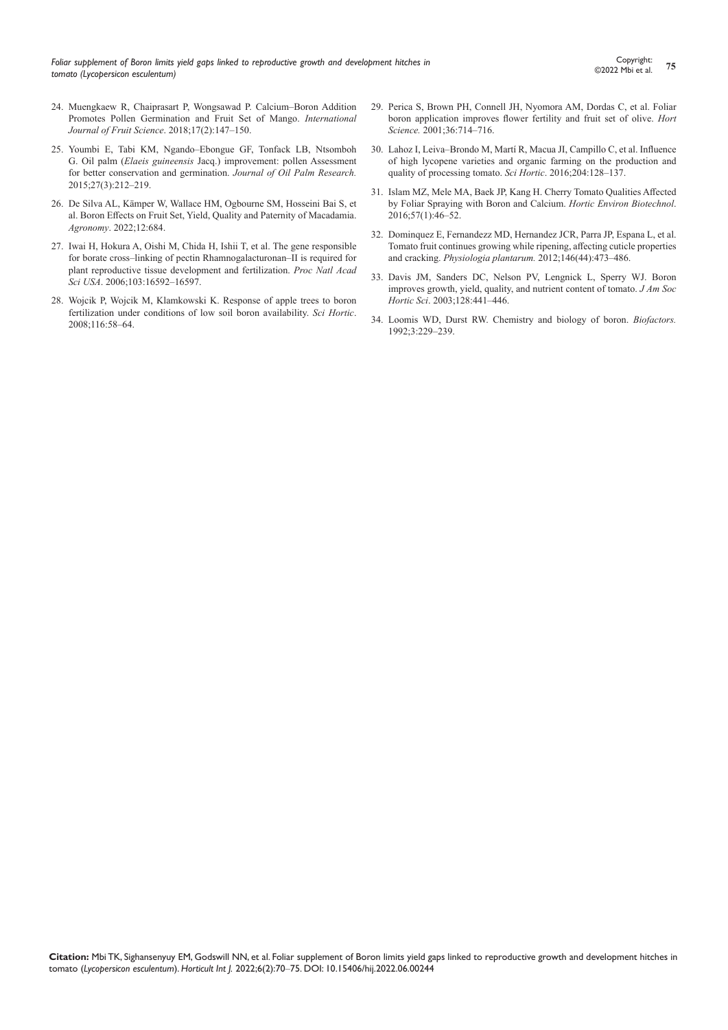24. Muengkaew R, Chaiprasart P, Wongsawad P. Calcium–Boron Addition Promotes Pollen Germination and Fruit Set of Mango. *International Journal of Fruit Science*. 2018;17(2):147–150.

25. Youmbi E, Tabi KM, Ngando–Ebongue GF, Tonfack LB, Ntsomboh G. Oil palm (*Elaeis guineensis* Jacq.) improvement: pollen Assessment for better conservation and germination. *Journal of Oil Palm Research.* 2015;27(3):212–219.

26. De Silva AL, Kämper W, Wallace HM, Ogbourne SM, Hosseini Bai S, et al. Boron Effects on Fruit Set, Yield, Quality and Paternity of Macadamia. *Agronomy*. 2022;12:684.

27. Iwai H, Hokura A, Oishi M, Chida H, Ishii T, et al. The gene responsible for borate cross–linking of pectin Rhamnogalacturonan–II is required for plant reproductive tissue development and fertilization. *Proc Natl Acad Sci USA*. 2006;103:16592–16597.

28. Wojcik P, Wojcik M, Klamkowski K. Response of apple trees to boron fertilization under conditions of low soil boron availability. *Sci Hortic*. 2008;116:58–64.

29. Perica S, Brown PH, Connell JH, Nyomora AM, Dordas C, et al. Foliar boron application improves flower fertility and fruit set of olive. *Hort Science.* 2001;36:714–716.

30. Lahoz I, Leiva–Brondo M, Martí R, Macua JI, Campillo C, et al. Influence of high lycopene varieties and organic farming on the production and quality of processing tomato. *Sci Hortic*. 2016;204:128–137.

31. Islam MZ, Mele MA, Baek JP, Kang H. Cherry Tomato Qualities Affected by Foliar Spraying with Boron and Calcium. *Hortic Environ Biotechnol*. 2016;57(1):46–52.

32. Dominquez E, Fernandezz MD, Hernandez JCR, Parra JP, Espana L, et al. Tomato fruit continues growing while ripening, affecting cuticle properties and cracking. *Physiologia plantarum.* 2012;146(44):473–486.

33. Davis JM, Sanders DC, Nelson PV, Lengnick L, Sperry WJ. Boron improves growth, yield, quality, and nutrient content of tomato. *J Am Soc Hortic Sci*. 2003;128:441–446.

34. Loomis WD, Durst RW. Chemistry and biology of boron. *Biofactors.* 1992;3:229–239.